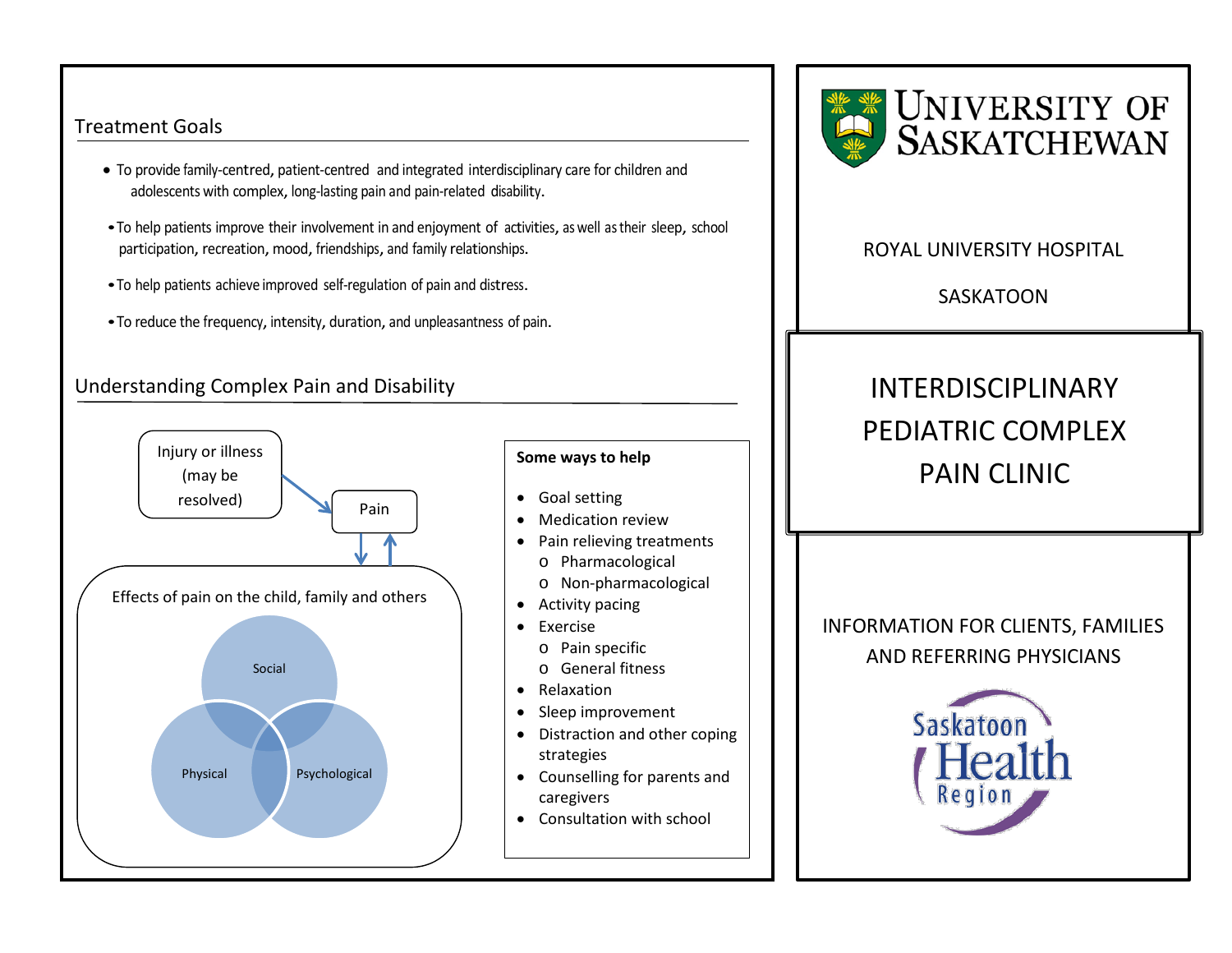## Treatment Goals

- To provide family-centred, patient-centred and integrated interdisciplinary care for children and adolescents with complex, long-lasting pain and pain-related disability.
- To help patients improve their involvement in and enjoyment of activities, as well as their sleep, school participation, recreation, mood, friendships, and family relationships.
- To help patients achieve improved self-regulation of pain and distress.
- To reduce the frequency, intensity, duration, and unpleasantness of pain.

## Understanding Complex Pain and Disability

Injury or illness (may be resolved)

Pain

Effects of pain on the child, family and others

Social

Physical

Psychological

**Some ways to help**

- Goal setting
- Medication review
- Pain relieving treatments
  - Pharmacological
  - Non-pharmacological
- Activity pacing
- Exercise
  - Pain specific
  - General fitness
- Relaxation
- Sleep improvement
- Distraction and other coping strategies
- Counselling for parents and caregivers
- Consultation with school

UNIVERSITY OF SASKATCHEWAN

ROYAL UNIVERSITY HOSPITAL

SASKATOON

# INTERDISCIPLINARY PEDIATRIC COMPLEX PAIN CLINIC

INFORMATION FOR CLIENTS, FAMILIES AND REFERRING PHYSICIANS

Saskatoon Health Region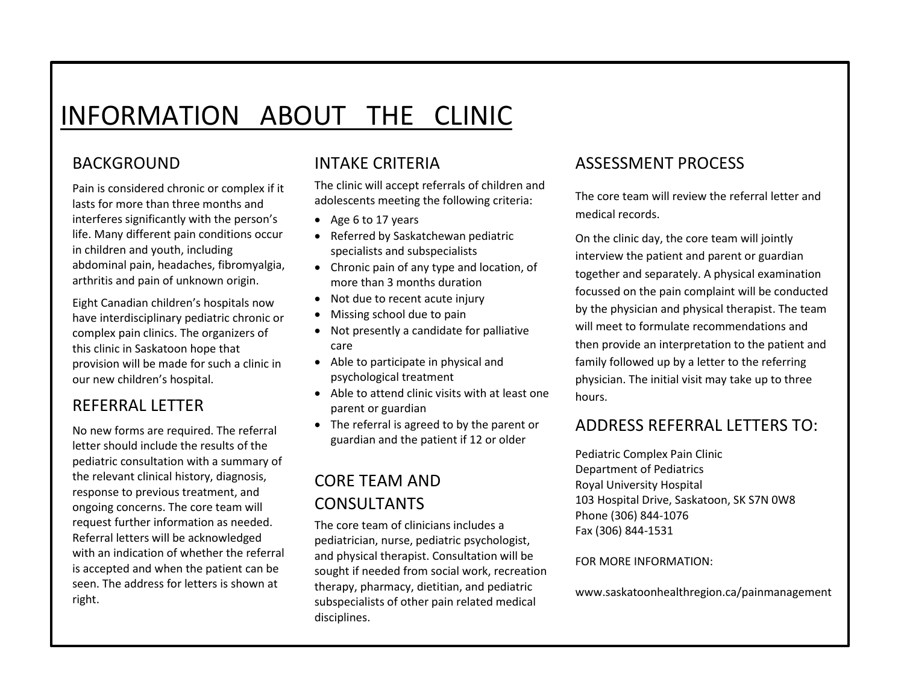# INFORMATION ABOUT THE CLINIC

## BACKGROUND

Pain is considered chronic or complex if it lasts for more than three months and interferes significantly with the person's life. Many different pain conditions occur in children and youth, including abdominal pain, headaches, fibromyalgia, arthritis and pain of unknown origin.

Eight Canadian children's hospitals now have interdisciplinary pediatric chronic or complex pain clinics. The organizers of this clinic in Saskatoon hope that provision will be made for such a clinic in our new children's hospital.

## REFERRAL LETTER

No new forms are required. The referral letter should include the results of the pediatric consultation with a summary of the relevant clinical history, diagnosis, response to previous treatment, and ongoing concerns. The core team will request further information as needed. Referral letters will be acknowledged with an indication of whether the referral is accepted and when the patient can be seen. The address for letters is shown at right.

## INTAKE CRITERIA

The clinic will accept referrals of children and adolescents meeting the following criteria:

- Age 6 to 17 years
- Referred by Saskatchewan pediatric specialists and subspecialists
- Chronic pain of any type and location, of more than 3 months duration
- Not due to recent acute injury
- Missing school due to pain
- Not presently a candidate for palliative care
- Able to participate in physical and psychological treatment
- Able to attend clinic visits with at least one parent or guardian
- The referral is agreed to by the parent or guardian and the patient if 12 or older

## CORE TEAM AND CONSULTANTS

The core team of clinicians includes a pediatrician, nurse, pediatric psychologist, and physical therapist. Consultation will be sought if needed from social work, recreation therapy, pharmacy, dietitian, and pediatric subspecialists of other pain related medical disciplines.

## ASSESSMENT PROCESS

The core team will review the referral letter and medical records.

On the clinic day, the core team will jointly interview the patient and parent or guardian together and separately. A physical examination focussed on the pain complaint will be conducted by the physician and physical therapist. The team will meet to formulate recommendations and then provide an interpretation to the patient and family followed up by a letter to the referring physician. The initial visit may take up to three hours.

## ADDRESS REFERRAL LETTERS TO:

Pediatric Complex Pain Clinic
Department of Pediatrics
Royal University Hospital
103 Hospital Drive, Saskatoon, SK S7N 0W8
Phone (306) 844-1076
Fax (306) 844-1531

FOR MORE INFORMATION:

www.saskatoonhealthregion.ca/painmanagement